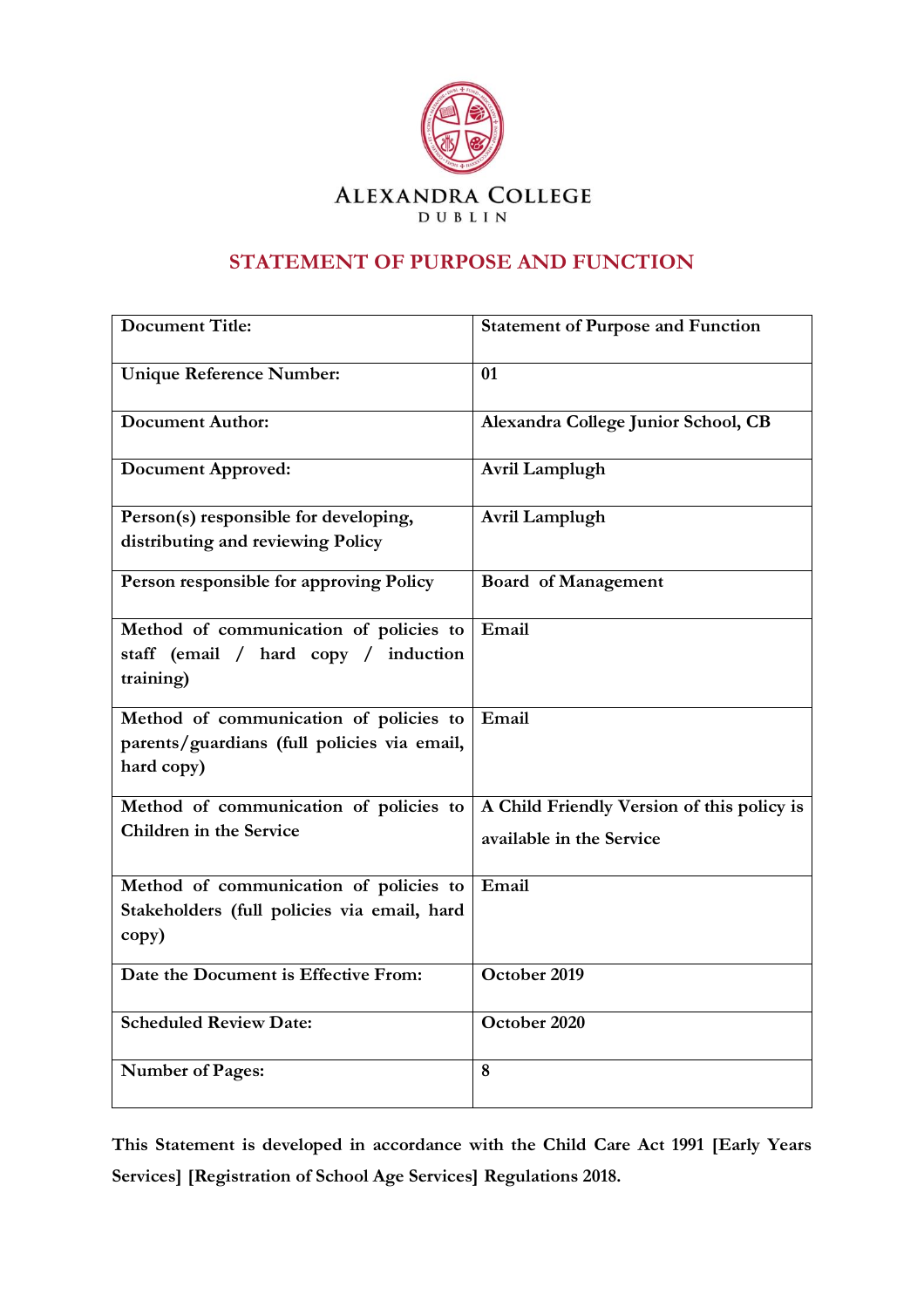ALEXANDRA COLLEGE

DUBLIN

# STATEMENT OF PURPOSE AND FUNCTION

| | |
|---|---|
| **Document Title:** | **Statement of Purpose and Function** |
| **Unique Reference Number:** | **01** |
| **Document Author:** | **Alexandra College Junior School, CB** |
| **Document Approved:** | **Avril Lamplugh** |
| **Person(s) responsible for developing, distributing and reviewing Policy** | **Avril Lamplugh** |
| **Person responsible for approving Policy** | **Board of Management** |
| **Method of communication of policies to staff (email / hard copy / induction training)** | **Email** |
| **Method of communication of policies to parents/guardians (full policies via email, hard copy)** | **Email** |
| **Method of communication of policies to Children in the Service** | **A Child Friendly Version of this policy is available in the Service** |
| **Method of communication of policies to Stakeholders (full policies via email, hard copy)** | **Email** |
| **Date the Document is Effective From:** | **October 2019** |
| **Scheduled Review Date:** | **October 2020** |
| **Number of Pages:** | **8** |

**This Statement is developed in accordance with the Child Care Act 1991 [Early Years Services] [Registration of School Age Services] Regulations 2018.**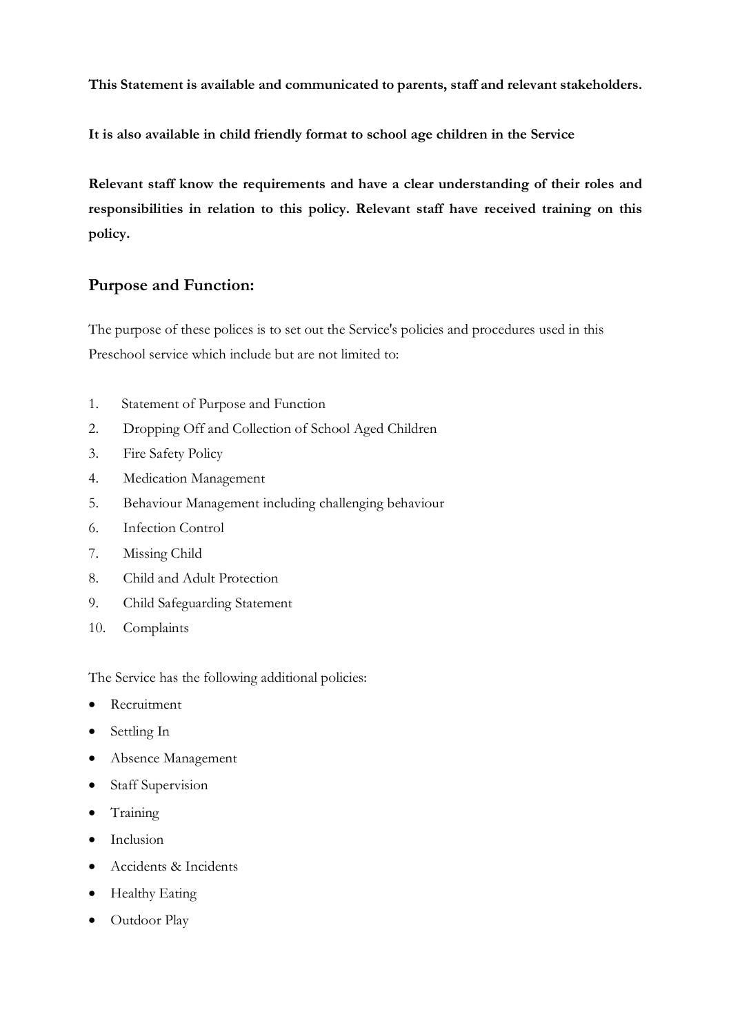**This Statement is available and communicated to parents, staff and relevant stakeholders.**

**It is also available in child friendly format to school age children in the Service**

**Relevant staff know the requirements and have a clear understanding of their roles and responsibilities in relation to this policy. Relevant staff have received training on this policy.**

## Purpose and Function:

The purpose of these polices is to set out the Service's policies and procedures used in this Preschool service which include but are not limited to:

1. Statement of Purpose and Function
2. Dropping Off and Collection of School Aged Children
3. Fire Safety Policy
4. Medication Management
5. Behaviour Management including challenging behaviour
6. Infection Control
7. Missing Child
8. Child and Adult Protection
9. Child Safeguarding Statement
10. Complaints

The Service has the following additional policies:

- Recruitment
- Settling In
- Absence Management
- Staff Supervision
- Training
- Inclusion
- Accidents & Incidents
- Healthy Eating
- Outdoor Play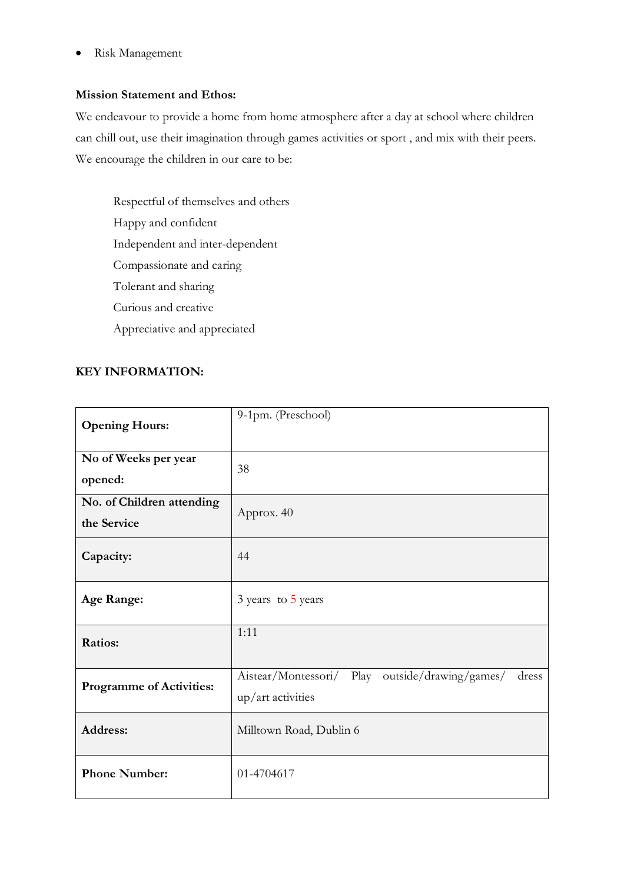- Risk Management

**Mission Statement and Ethos:**

We endeavour to provide a home from home atmosphere after a day at school where children can chill out, use their imagination through games activities or sport , and mix with their peers. We encourage the children in our care to be:

Respectful of themselves and others
Happy and confident
Independent and inter-dependent
Compassionate and caring
Tolerant and sharing
Curious and creative
Appreciative and appreciated

**KEY INFORMATION:**

| | |
|---|---|
| **Opening Hours:** | 9-1pm. (Preschool) |
| **No of Weeks per year opened:** | 38 |
| **No. of Children attending the Service** | Approx. 40 |
| **Capacity:** | 44 |
| **Age Range:** | 3 years to 5 years |
| **Ratios:** | 1:11 |
| **Programme of Activities:** | Aistear/Montessori/ Play outside/drawing/games/ dress up/art activities |
| **Address:** | Milltown Road, Dublin 6 |
| **Phone Number:** | 01-4704617 |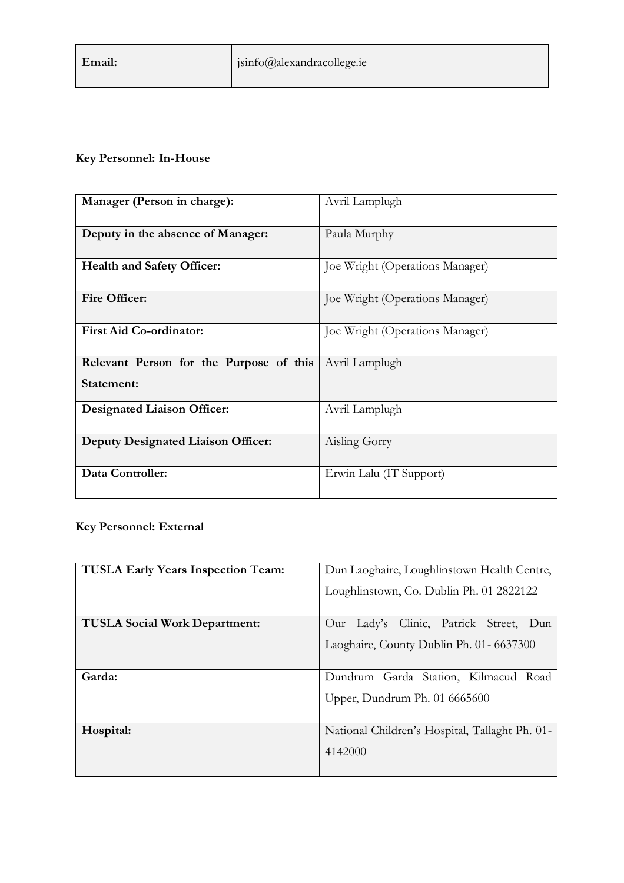| Email: | jsinfo@alexandracollege.ie |
| --- | --- |

**Key Personnel: In-House**

| Manager (Person in charge): | Avril Lamplugh |
| --- | --- |
| Deputy in the absence of Manager: | Paula Murphy |
| Health and Safety Officer: | Joe Wright (Operations Manager) |
| Fire Officer: | Joe Wright (Operations Manager) |
| First Aid Co-ordinator: | Joe Wright (Operations Manager) |
| Relevant Person for the Purpose of this Statement: | Avril Lamplugh |
| Designated Liaison Officer: | Avril Lamplugh |
| Deputy Designated Liaison Officer: | Aisling Gorry |
| Data Controller: | Erwin Lalu (IT Support) |

**Key Personnel: External**

| TUSLA Early Years Inspection Team: | Dun Laoghaire, Loughlinstown Health Centre, Loughlinstown, Co. Dublin Ph. 01 2822122 |
| --- | --- |
| TUSLA Social Work Department: | Our Lady's Clinic, Patrick Street, Dun Laoghaire, County Dublin Ph. 01- 6637300 |
| Garda: | Dundrum Garda Station, Kilmacud Road Upper, Dundrum Ph. 01 6665600 |
| Hospital: | National Children's Hospital, Tallaght Ph. 01-4142000 |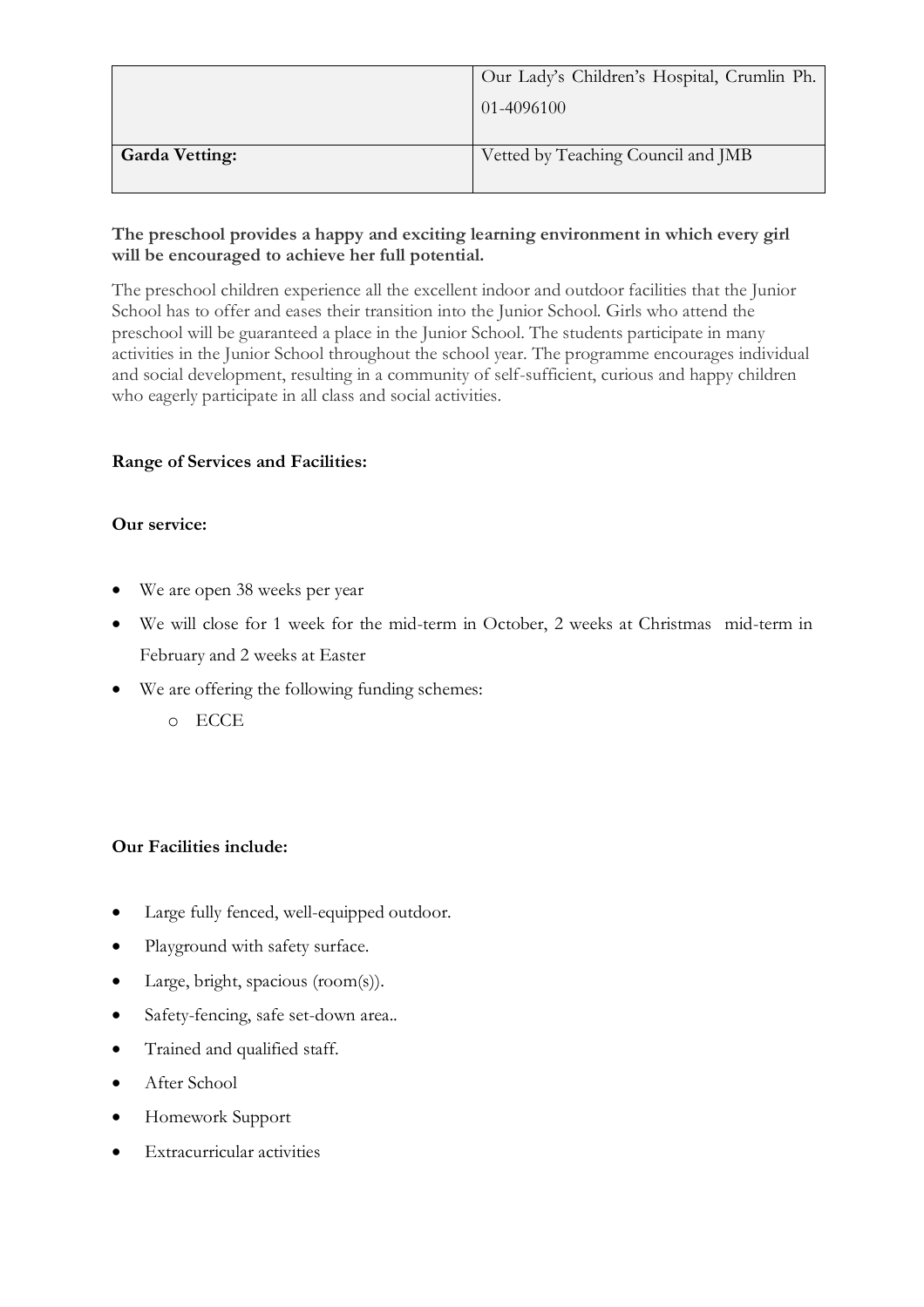| | |
|---|---|
| | Our Lady's Children's Hospital, Crumlin Ph. 01-4096100 |
| **Garda Vetting:** | Vetted by Teaching Council and JMB |

**The preschool provides a happy and exciting learning environment in which every girl will be encouraged to achieve her full potential.**

The preschool children experience all the excellent indoor and outdoor facilities that the Junior School has to offer and eases their transition into the Junior School. Girls who attend the preschool will be guaranteed a place in the Junior School. The students participate in many activities in the Junior School throughout the school year. The programme encourages individual and social development, resulting in a community of self-sufficient, curious and happy children who eagerly participate in all class and social activities.

**Range of Services and Facilities:**

**Our service:**

- We are open 38 weeks per year
- We will close for 1 week for the mid-term in October, 2 weeks at Christmas  mid-term in February and 2 weeks at Easter
- We are offering the following funding schemes:
  - ECCE

**Our Facilities include:**

- Large fully fenced, well-equipped outdoor.
- Playground with safety surface.
- Large, bright, spacious (room(s)).
- Safety-fencing, safe set-down area..
- Trained and qualified staff.
- After School
- Homework Support
- Extracurricular activities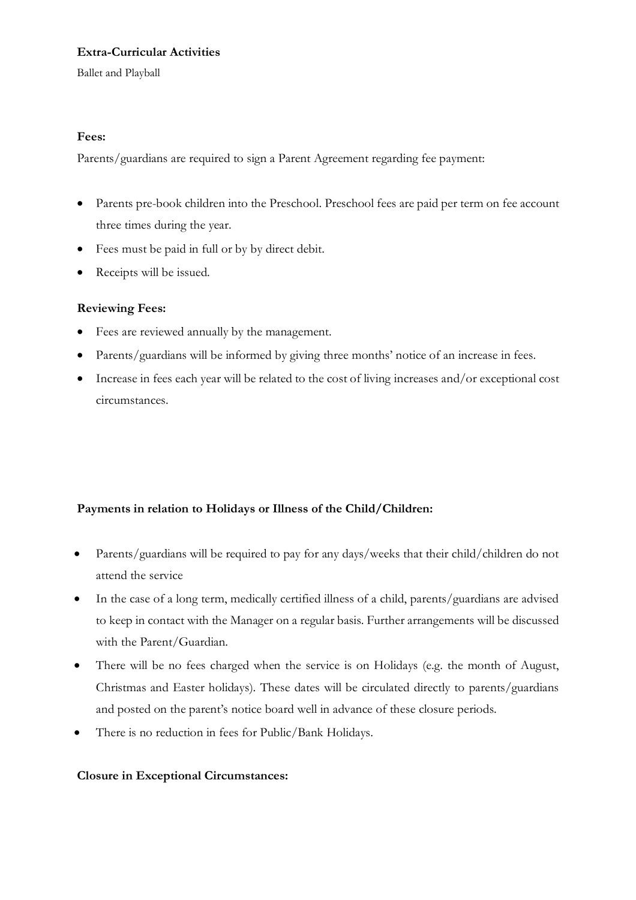**Extra-Curricular Activities**

Ballet and Playball

**Fees:**

Parents/guardians are required to sign a Parent Agreement regarding fee payment:

- Parents pre-book children into the Preschool. Preschool fees are paid per term on fee account three times during the year.
- Fees must be paid in full or by by direct debit.
- Receipts will be issued.

**Reviewing Fees:**

- Fees are reviewed annually by the management.
- Parents/guardians will be informed by giving three months' notice of an increase in fees.
- Increase in fees each year will be related to the cost of living increases and/or exceptional cost circumstances.

**Payments in relation to Holidays or Illness of the Child/Children:**

- Parents/guardians will be required to pay for any days/weeks that their child/children do not attend the service
- In the case of a long term, medically certified illness of a child, parents/guardians are advised to keep in contact with the Manager on a regular basis. Further arrangements will be discussed with the Parent/Guardian.
- There will be no fees charged when the service is on Holidays (e.g. the month of August, Christmas and Easter holidays). These dates will be circulated directly to parents/guardians and posted on the parent's notice board well in advance of these closure periods.
- There is no reduction in fees for Public/Bank Holidays.

**Closure in Exceptional Circumstances:**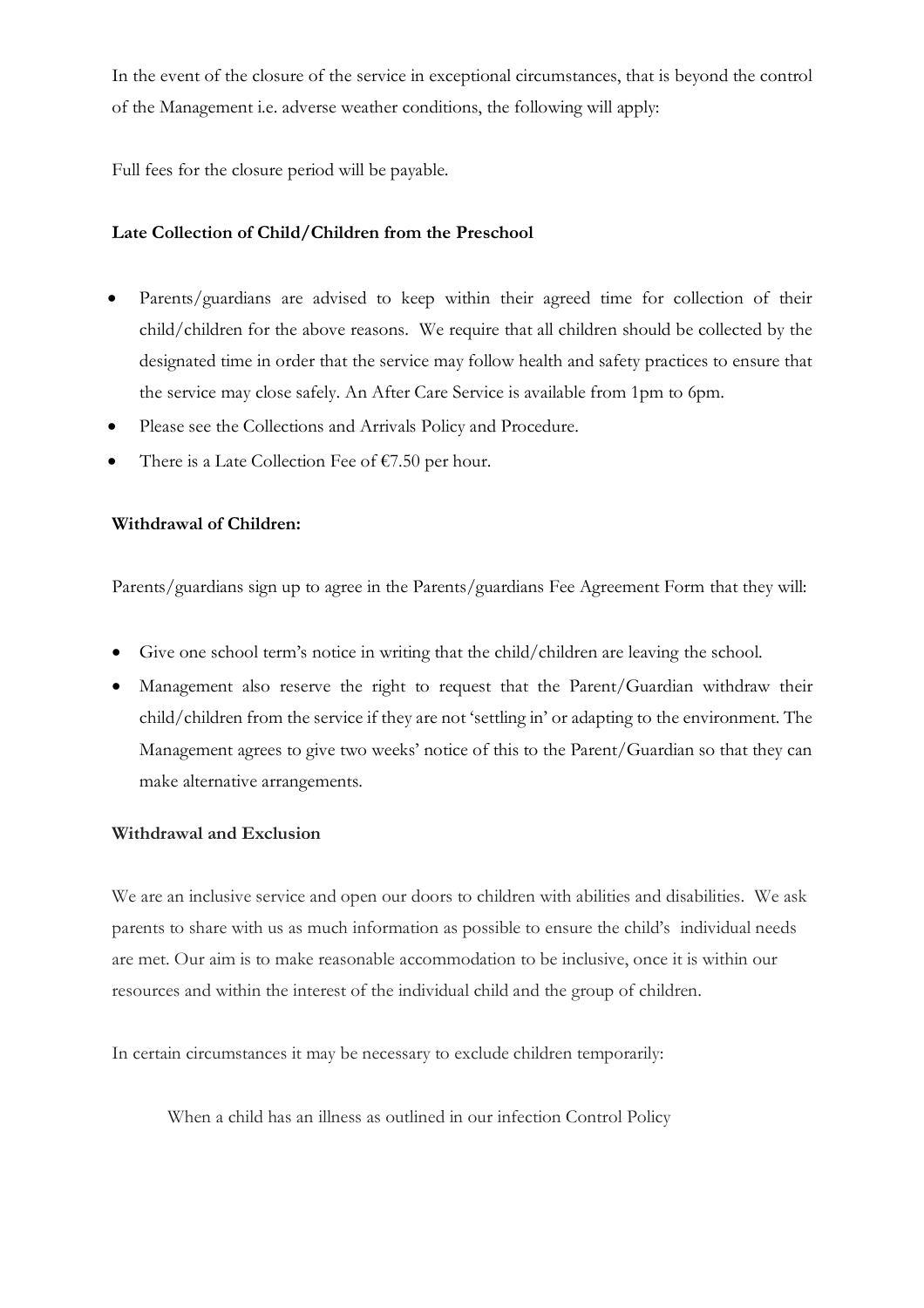In the event of the closure of the service in exceptional circumstances, that is beyond the control of the Management i.e. adverse weather conditions, the following will apply:

Full fees for the closure period will be payable.

**Late Collection of Child/Children from the Preschool**

- Parents/guardians are advised to keep within their agreed time for collection of their child/children for the above reasons. We require that all children should be collected by the designated time in order that the service may follow health and safety practices to ensure that the service may close safely. An After Care Service is available from 1pm to 6pm.
- Please see the Collections and Arrivals Policy and Procedure.
- There is a Late Collection Fee of €7.50 per hour.

**Withdrawal of Children:**

Parents/guardians sign up to agree in the Parents/guardians Fee Agreement Form that they will:

- Give one school term's notice in writing that the child/children are leaving the school.
- Management also reserve the right to request that the Parent/Guardian withdraw their child/children from the service if they are not 'settling in' or adapting to the environment. The Management agrees to give two weeks' notice of this to the Parent/Guardian so that they can make alternative arrangements.

**Withdrawal and Exclusion**

We are an inclusive service and open our doors to children with abilities and disabilities. We ask parents to share with us as much information as possible to ensure the child's individual needs are met. Our aim is to make reasonable accommodation to be inclusive, once it is within our resources and within the interest of the individual child and the group of children.

In certain circumstances it may be necessary to exclude children temporarily:

When a child has an illness as outlined in our infection Control Policy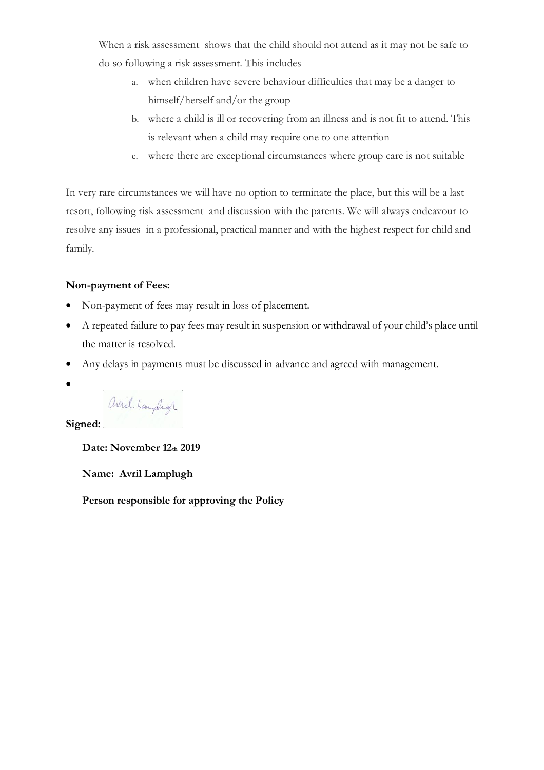When a risk assessment shows that the child should not attend as it may not be safe to do so following a risk assessment. This includes

a. when children have severe behaviour difficulties that may be a danger to himself/herself and/or the group
b. where a child is ill or recovering from an illness and is not fit to attend. This is relevant when a child may require one to one attention
c. where there are exceptional circumstances where group care is not suitable

In very rare circumstances we will have no option to terminate the place, but this will be a last resort, following risk assessment and discussion with the parents. We will always endeavour to resolve any issues in a professional, practical manner and with the highest respect for child and family.

**Non-payment of Fees:**

- Non-payment of fees may result in loss of placement.
- A repeated failure to pay fees may result in suspension or withdrawal of your child's place until the matter is resolved.
- Any delays in payments must be discussed in advance and agreed with management.
-

**Signed:** Avril Lamplugh

**Date: November 12th 2019**

**Name: Avril Lamplugh**

**Person responsible for approving the Policy**